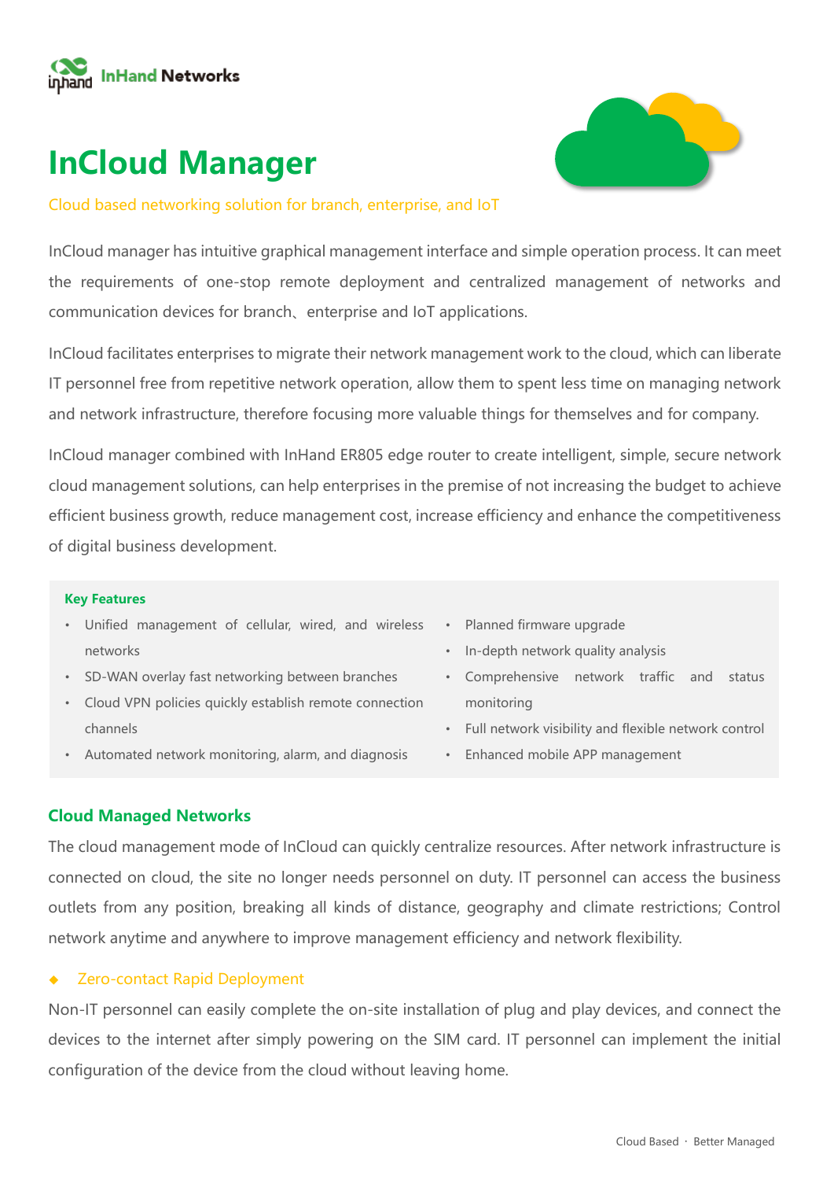# InCloud Manager

Cloud based networking solution for branch, enterprise, and IoT

InCloud manager has intuitive graphical management interface and simple operation process. It can meet the requirements of one-stop remote deployment and centralized management of networks and communication devices for branch、enterprise and IoT applications.

InCloud facilitates enterprises to migrate their network management work to the cloud, which can liberate IT personnel free from repetitive network operation, allow them to spent less time on managing network and network infrastructure, therefore focusing more valuable things for themselves and for company.

InCloud manager combined with InHand ER805 edge router to create intelligent, simple, secure network cloud management solutions, can help enterprises in the premise of not increasing the budget to achieve efficient business growth, reduce management cost, increase efficiency and enhance the competitiveness of digital business development.

### Key Features

- Unified management of cellular, wired, and wireless networks
- SD-WAN overlay fast networking between branches
- Cloud VPN policies quickly establish remote connection channels
- Automated network monitoring, alarm, and diagnosis
- Planned firmware upgrade
- In-depth network quality analysis
- Comprehensive network traffic and status monitoring
- Full network visibility and flexible network control
- Enhanced mobile APP management

## Cloud Managed Networks

The cloud management mode of InCloud can quickly centralize resources. After network infrastructure is connected on cloud, the site no longer needs personnel on duty. IT personnel can access the business outlets from any position, breaking all kinds of distance, geography and climate restrictions; Control network anytime and anywhere to improve management efficiency and network flexibility.

### ◆ Zero-contact Rapid Deployment

Non-IT personnel can easily complete the on-site installation of plug and play devices, and connect the devices to the internet after simply powering on the SIM card. IT personnel can implement the initial configuration of the device from the cloud without leaving home.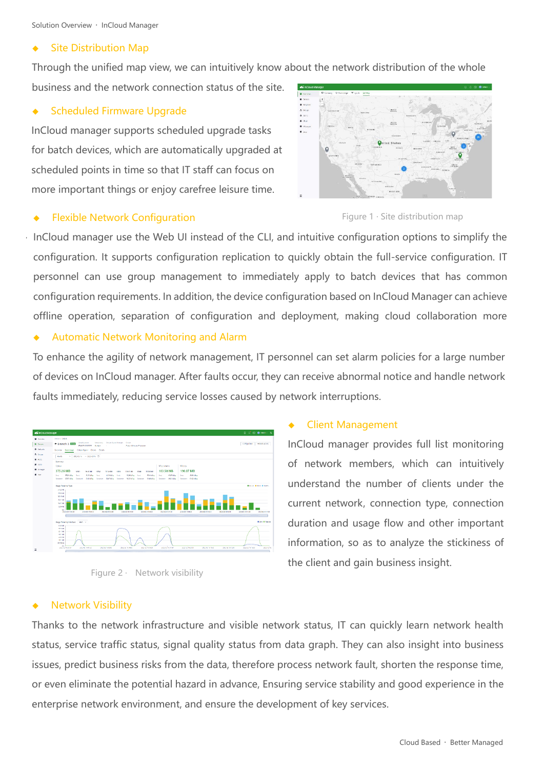## Site Distribution Map

Through the unified map view, we can intuitively know about the network distribution of the whole business and the network connection status of the site.

## Scheduled Firmware Upgrade

InCloud manager supports scheduled upgrade tasks for batch devices, which are automatically upgraded at scheduled points in time so that IT staff can focus on more important things or enjoy carefree leisure time.

Figure 1 · Site distribution map

## Flexible Network Configuration

InCloud manager use the Web UI instead of the CLI, and intuitive configuration options to simplify the configuration. It supports configuration replication to quickly obtain the full-service configuration. IT personnel can use group management to immediately apply to batch devices that has common configuration requirements. In addition, the device configuration based on InCloud Manager can achieve offline operation, separation of configuration and deployment, making cloud collaboration more

## Automatic Network Monitoring and Alarm

To enhance the agility of network management, IT personnel can set alarm policies for a large number of devices on InCloud manager. After faults occur, they can receive abnormal notice and handle network faults immediately, reducing service losses caused by network interruptions.

## Client Management

InCloud manager provides full list monitoring of network members, which can intuitively understand the number of clients under the current network, connection type, connection duration and usage flow and other important information, so as to analyze the stickiness of the client and gain business insight.

Figure 2 · Network visibility

## Network Visibility

Thanks to the network infrastructure and visible network status, IT can quickly learn network health status, service traffic status, signal quality status from data graph. They can also insight into business issues, predict business risks from the data, therefore process network fault, shorten the response time, or even eliminate the potential hazard in advance, Ensuring service stability and good experience in the enterprise network environment, and ensure the development of key services.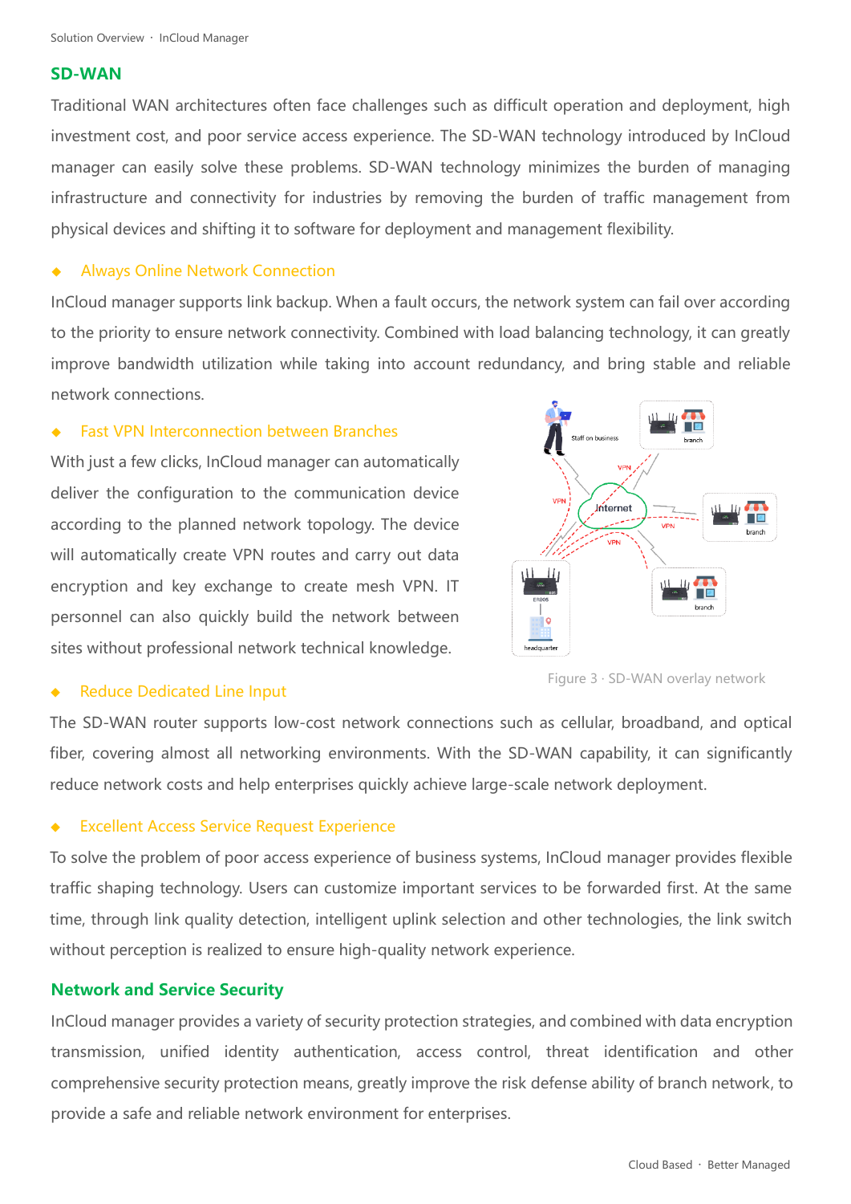## SD-WAN

Traditional WAN architectures often face challenges such as difficult operation and deployment, high investment cost, and poor service access experience. The SD-WAN technology introduced by InCloud manager can easily solve these problems. SD-WAN technology minimizes the burden of managing infrastructure and connectivity for industries by removing the burden of traffic management from physical devices and shifting it to software for deployment and management flexibility.

### ◆ Always Online Network Connection

InCloud manager supports link backup. When a fault occurs, the network system can fail over according to the priority to ensure network connectivity. Combined with load balancing technology, it can greatly improve bandwidth utilization while taking into account redundancy, and bring stable and reliable network connections.

### ◆ Fast VPN Interconnection between Branches

With just a few clicks, InCloud manager can automatically deliver the configuration to the communication device according to the planned network topology. The device will automatically create VPN routes and carry out data encryption and key exchange to create mesh VPN. IT personnel can also quickly build the network between sites without professional network technical knowledge.

Figure 3 · SD-WAN overlay network

### ◆ Reduce Dedicated Line Input

The SD-WAN router supports low-cost network connections such as cellular, broadband, and optical fiber, covering almost all networking environments. With the SD-WAN capability, it can significantly reduce network costs and help enterprises quickly achieve large-scale network deployment.

### ◆ Excellent Access Service Request Experience

To solve the problem of poor access experience of business systems, InCloud manager provides flexible traffic shaping technology. Users can customize important services to be forwarded first. At the same time, through link quality detection, intelligent uplink selection and other technologies, the link switch without perception is realized to ensure high-quality network experience.

## Network and Service Security

InCloud manager provides a variety of security protection strategies, and combined with data encryption transmission, unified identity authentication, access control, threat identification and other comprehensive security protection means, greatly improve the risk defense ability of branch network, to provide a safe and reliable network environment for enterprises.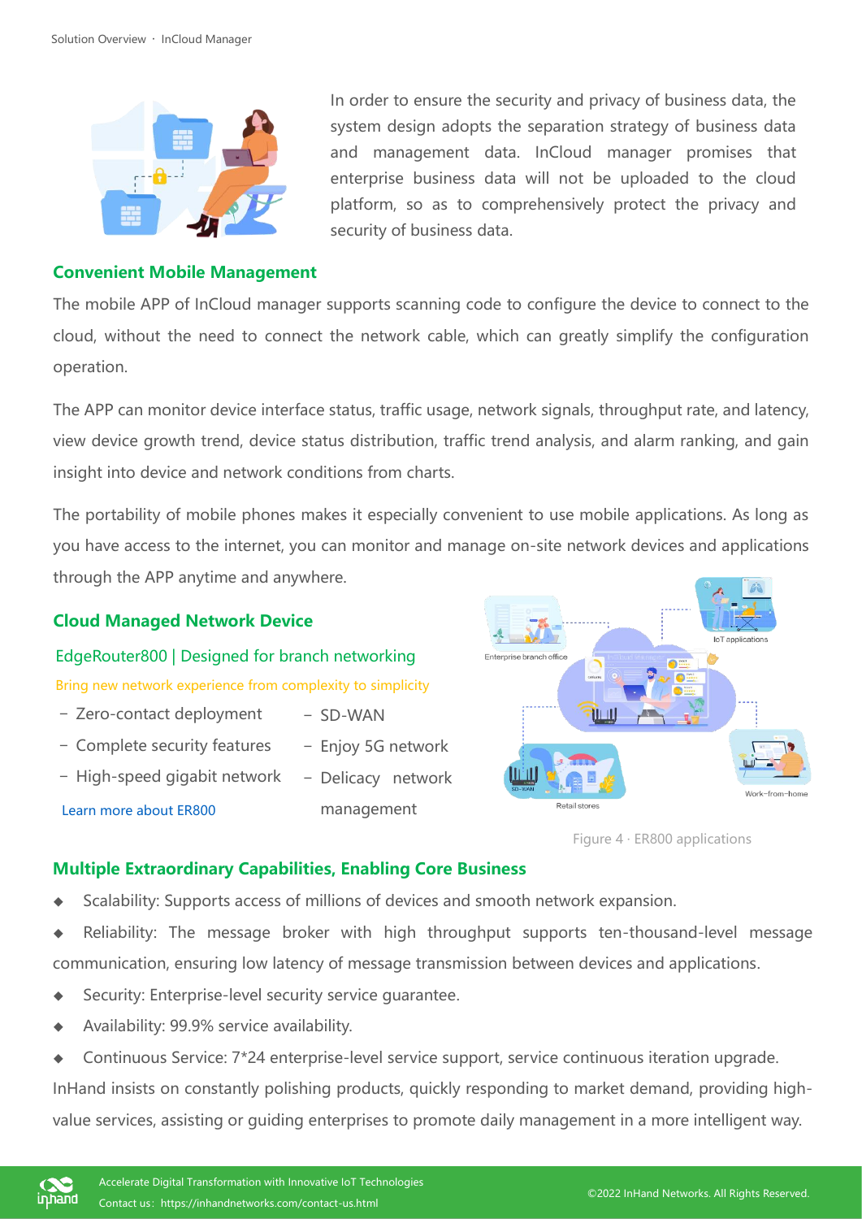In order to ensure the security and privacy of business data, the system design adopts the separation strategy of business data and management data. InCloud manager promises that enterprise business data will not be uploaded to the cloud platform, so as to comprehensively protect the privacy and security of business data.

### Convenient Mobile Management

The mobile APP of InCloud manager supports scanning code to configure the device to connect to the cloud, without the need to connect the network cable, which can greatly simplify the configuration operation.

The APP can monitor device interface status, traffic usage, network signals, throughput rate, and latency, view device growth trend, device status distribution, traffic trend analysis, and alarm ranking, and gain insight into device and network conditions from charts.

The portability of mobile phones makes it especially convenient to use mobile applications. As long as you have access to the internet, you can monitor and manage on-site network devices and applications through the APP anytime and anywhere.

### Cloud Managed Network Device

EdgeRouter800 | Designed for branch networking

Bring new network experience from complexity to simplicity

- Zero-contact deployment
- Complete security features
- High-speed gigabit network
- SD-WAN
- Enjoy 5G network
- Delicacy network management

Learn more about ER800

Enterprise branch office

IoT applications

Retail stores

Work-from-home

Figure 4 · ER800 applications

### Multiple Extraordinary Capabilities, Enabling Core Business

- Scalability: Supports access of millions of devices and smooth network expansion.
- Reliability: The message broker with high throughput supports ten-thousand-level message communication, ensuring low latency of message transmission between devices and applications.
- Security: Enterprise-level security service guarantee.
- Availability: 99.9% service availability.
- Continuous Service: 7*24 enterprise-level service support, service continuous iteration upgrade.

InHand insists on constantly polishing products, quickly responding to market demand, providing high-value services, assisting or guiding enterprises to promote daily management in a more intelligent way.